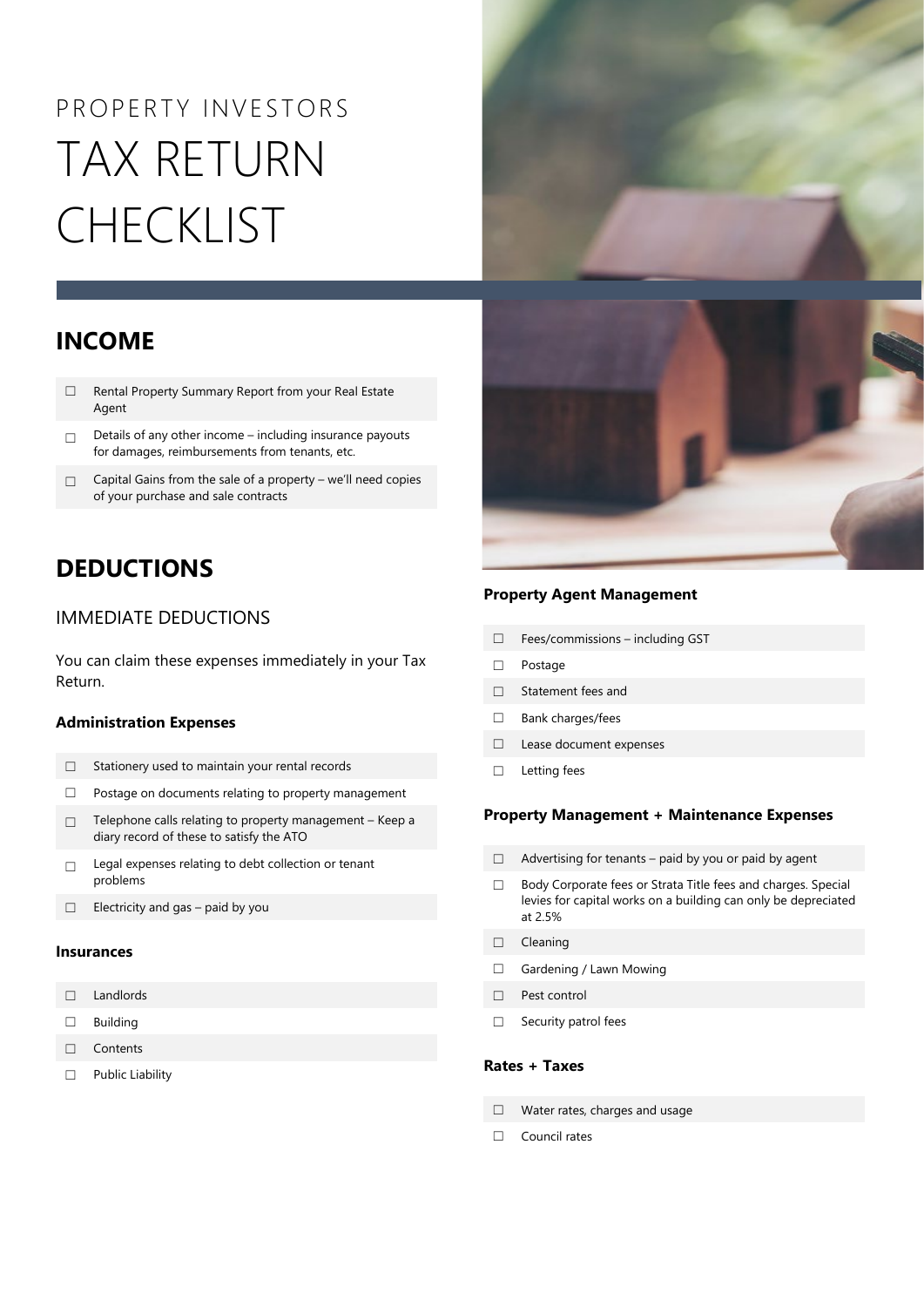PROPERTY INVESTORS

# TAX RETURN CHECKLIST

## INCOME

- ☐ Rental Property Summary Report from your Real Estate Agent
- ☐ Details of any other income – including insurance payouts for damages, reimbursements from tenants, etc.
- ☐ Capital Gains from the sale of a property – we'll need copies of your purchase and sale contracts

## DEDUCTIONS

### IMMEDIATE DEDUCTIONS

You can claim these expenses immediately in your Tax Return.

**Administration Expenses**

- ☐ Stationery used to maintain your rental records
- ☐ Postage on documents relating to property management
- ☐ Telephone calls relating to property management – Keep a diary record of these to satisfy the ATO
- ☐ Legal expenses relating to debt collection or tenant problems
- ☐ Electricity and gas – paid by you

**Insurances**

- ☐ Landlords
- ☐ Building
- ☐ Contents
- ☐ Public Liability

**Property Agent Management**

- ☐ Fees/commissions – including GST
- ☐ Postage
- ☐ Statement fees and
- ☐ Bank charges/fees
- ☐ Lease document expenses
- ☐ Letting fees

**Property Management + Maintenance Expenses**

- ☐ Advertising for tenants – paid by you or paid by agent
- ☐ Body Corporate fees or Strata Title fees and charges. Special levies for capital works on a building can only be depreciated at 2.5%
- ☐ Cleaning
- ☐ Gardening / Lawn Mowing
- ☐ Pest control
- ☐ Security patrol fees

**Rates + Taxes**

- ☐ Water rates, charges and usage
- ☐ Council rates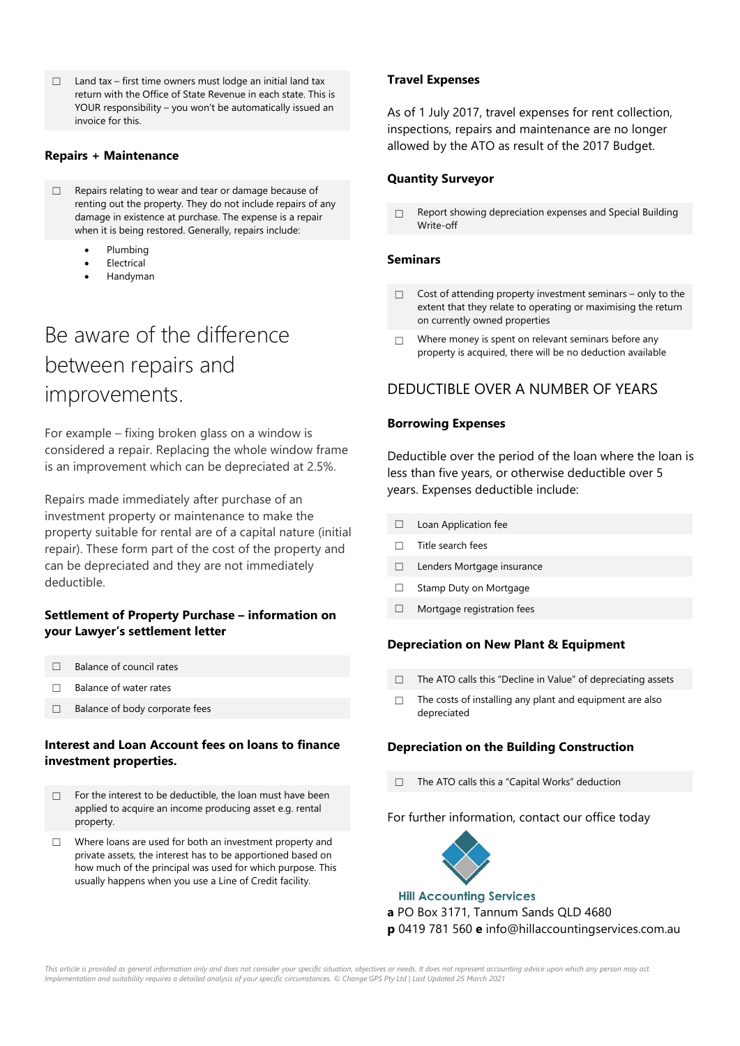- ☐ Land tax – first time owners must lodge an initial land tax return with the Office of State Revenue in each state. This is YOUR responsibility – you won't be automatically issued an invoice for this.

### Repairs + Maintenance

- ☐ Repairs relating to wear and tear or damage because of renting out the property. They do not include repairs of any damage in existence at purchase. The expense is a repair when it is being restored. Generally, repairs include:
  - Plumbing
  - Electrical
  - Handyman

## Be aware of the difference between repairs and improvements.

For example – fixing broken glass on a window is considered a repair. Replacing the whole window frame is an improvement which can be depreciated at 2.5%.

Repairs made immediately after purchase of an investment property or maintenance to make the property suitable for rental are of a capital nature (initial repair). These form part of the cost of the property and can be depreciated and they are not immediately deductible.

### Settlement of Property Purchase – information on your Lawyer's settlement letter

- ☐ Balance of council rates
- ☐ Balance of water rates
- ☐ Balance of body corporate fees

### Interest and Loan Account fees on loans to finance investment properties.

- ☐ For the interest to be deductible, the loan must have been applied to acquire an income producing asset e.g. rental property.
- ☐ Where loans are used for both an investment property and private assets, the interest has to be apportioned based on how much of the principal was used for which purpose. This usually happens when you use a Line of Credit facility.

### Travel Expenses

As of 1 July 2017, travel expenses for rent collection, inspections, repairs and maintenance are no longer allowed by the ATO as result of the 2017 Budget.

### Quantity Surveyor

- ☐ Report showing depreciation expenses and Special Building Write-off

### Seminars

- ☐ Cost of attending property investment seminars – only to the extent that they relate to operating or maximising the return on currently owned properties
- ☐ Where money is spent on relevant seminars before any property is acquired, there will be no deduction available

## DEDUCTIBLE OVER A NUMBER OF YEARS

### Borrowing Expenses

Deductible over the period of the loan where the loan is less than five years, or otherwise deductible over 5 years. Expenses deductible include:

- ☐ Loan Application fee
- ☐ Title search fees
- ☐ Lenders Mortgage insurance
- ☐ Stamp Duty on Mortgage
- ☐ Mortgage registration fees

### Depreciation on New Plant & Equipment

- ☐ The ATO calls this "Decline in Value" of depreciating assets
- ☐ The costs of installing any plant and equipment are also depreciated

### Depreciation on the Building Construction

- ☐ The ATO calls this a "Capital Works" deduction

For further information, contact our office today

Hill Accounting Services

**a** PO Box 3171, Tannum Sands QLD 4680
**p** 0419 781 560 **e** info@hillaccountingservices.com.au

*This article is provided as general information only and does not consider your specific situation, objectives or needs. It does not represent accounting advice upon which any person may act. Implementation and suitability requires a detailed analysis of your specific circumstances. © Change GPS Pty Ltd | Last Updated 25 March 2021*